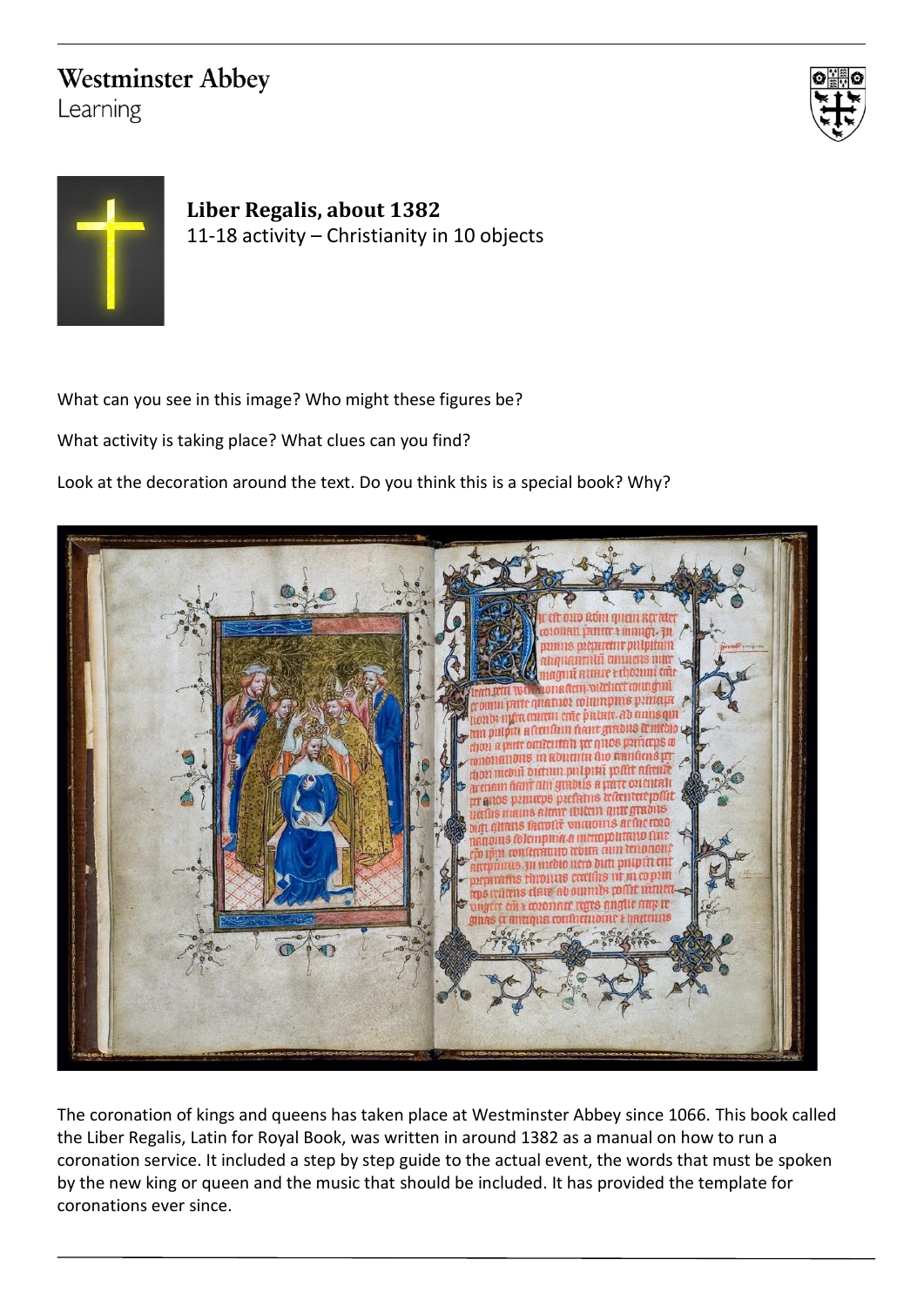Westminster Abbey
Learning

**Liber Regalis, about 1382**
11-18 activity – Christianity in 10 objects

What can you see in this image? Who might these figures be?

What activity is taking place? What clues can you find?

Look at the decoration around the text. Do you think this is a special book? Why?

The coronation of kings and queens has taken place at Westminster Abbey since 1066. This book called the Liber Regalis, Latin for Royal Book, was written in around 1382 as a manual on how to run a coronation service. It included a step by step guide to the actual event, the words that must be spoken by the new king or queen and the music that should be included. It has provided the template for coronations ever since.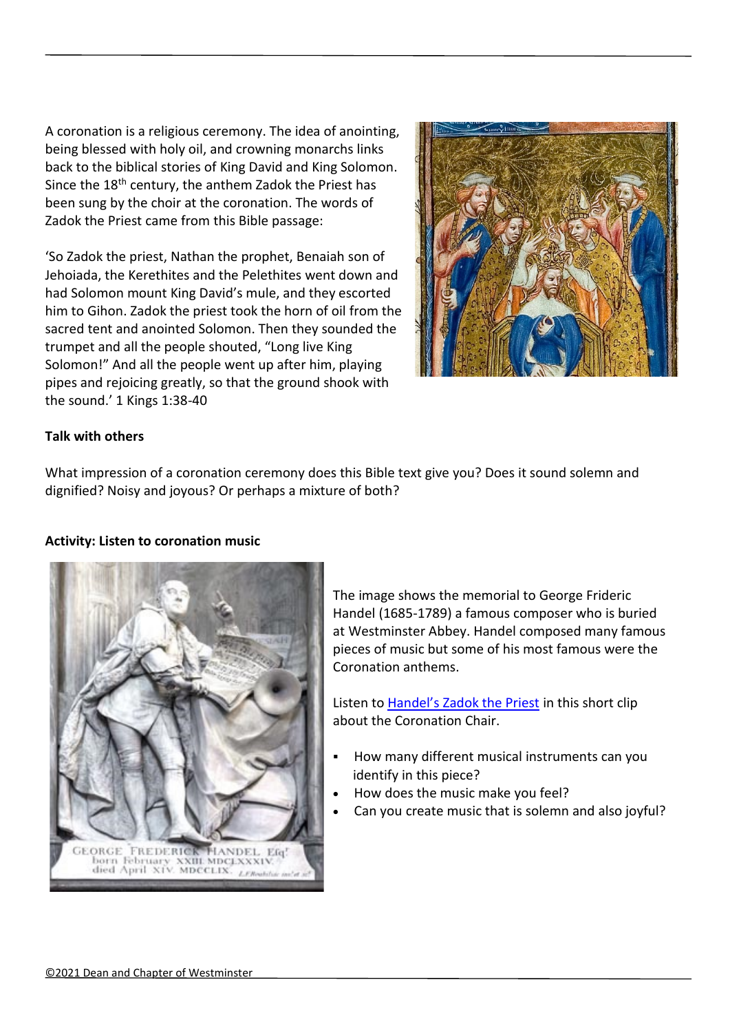A coronation is a religious ceremony. The idea of anointing, being blessed with holy oil, and crowning monarchs links back to the biblical stories of King David and King Solomon. Since the 18th century, the anthem Zadok the Priest has been sung by the choir at the coronation. The words of Zadok the Priest came from this Bible passage:

'So Zadok the priest, Nathan the prophet, Benaiah son of Jehoiada, the Kerethites and the Pelethites went down and had Solomon mount King David's mule, and they escorted him to Gihon. Zadok the priest took the horn of oil from the sacred tent and anointed Solomon. Then they sounded the trumpet and all the people shouted, "Long live King Solomon!" And all the people went up after him, playing pipes and rejoicing greatly, so that the ground shook with the sound.' 1 Kings 1:38-40

**Talk with others**

What impression of a coronation ceremony does this Bible text give you? Does it sound solemn and dignified? Noisy and joyous? Or perhaps a mixture of both?

**Activity: Listen to coronation music**

The image shows the memorial to George Frideric Handel (1685-1789) a famous composer who is buried at Westminster Abbey. Handel composed many famous pieces of music but some of his most famous were the Coronation anthems.

Listen to Handel's Zadok the Priest in this short clip about the Coronation Chair.

- How many different musical instruments can you identify in this piece?
- How does the music make you feel?
- Can you create music that is solemn and also joyful?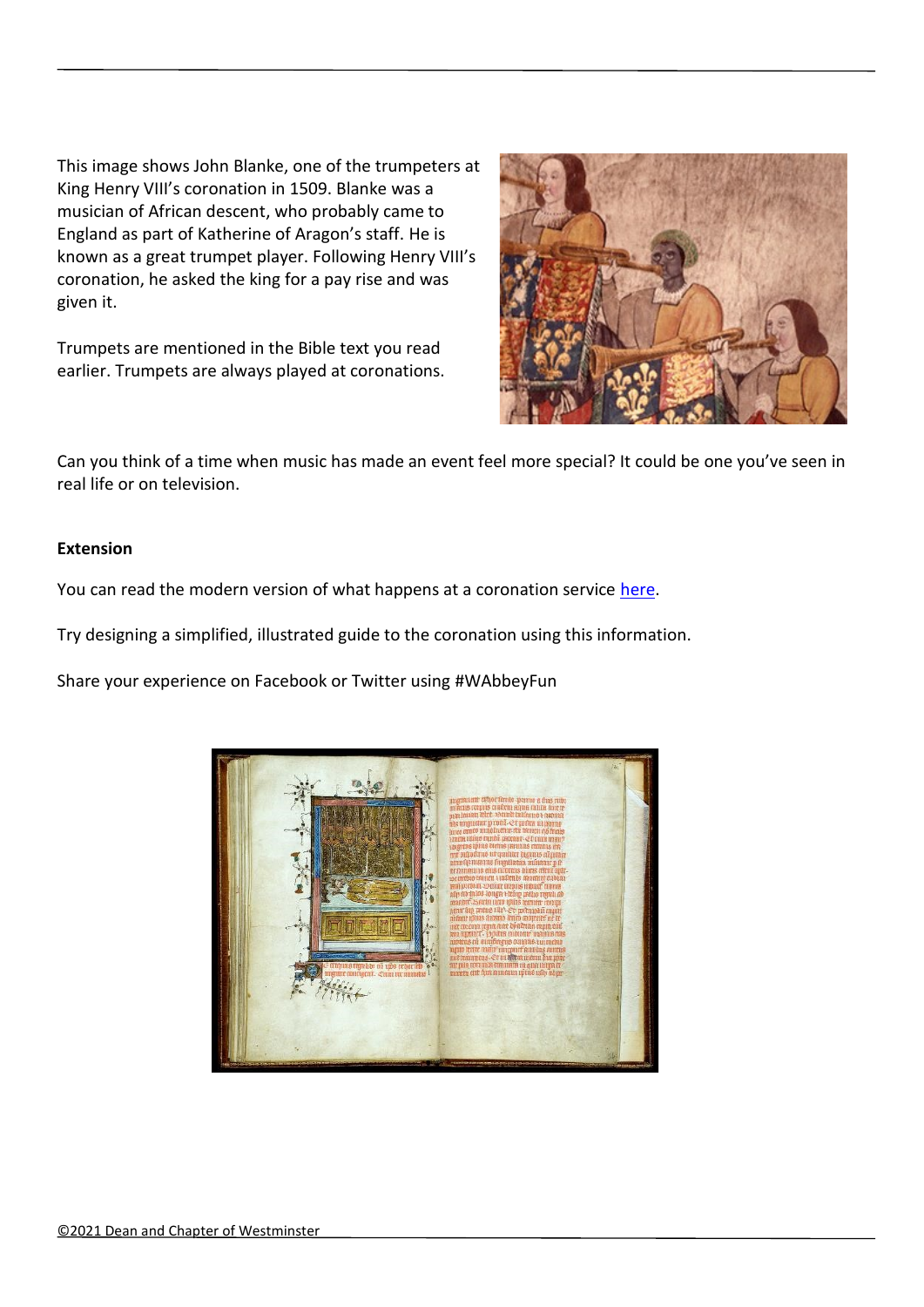This image shows John Blanke, one of the trumpeters at King Henry VIII's coronation in 1509. Blanke was a musician of African descent, who probably came to England as part of Katherine of Aragon's staff. He is known as a great trumpet player. Following Henry VIII's coronation, he asked the king for a pay rise and was given it.

Trumpets are mentioned in the Bible text you read earlier. Trumpets are always played at coronations.

Can you think of a time when music has made an event feel more special? It could be one you've seen in real life or on television.

**Extension**

You can read the modern version of what happens at a coronation service [here]().

Try designing a simplified, illustrated guide to the coronation using this information.

Share your experience on Facebook or Twitter using #WAbbeyFun